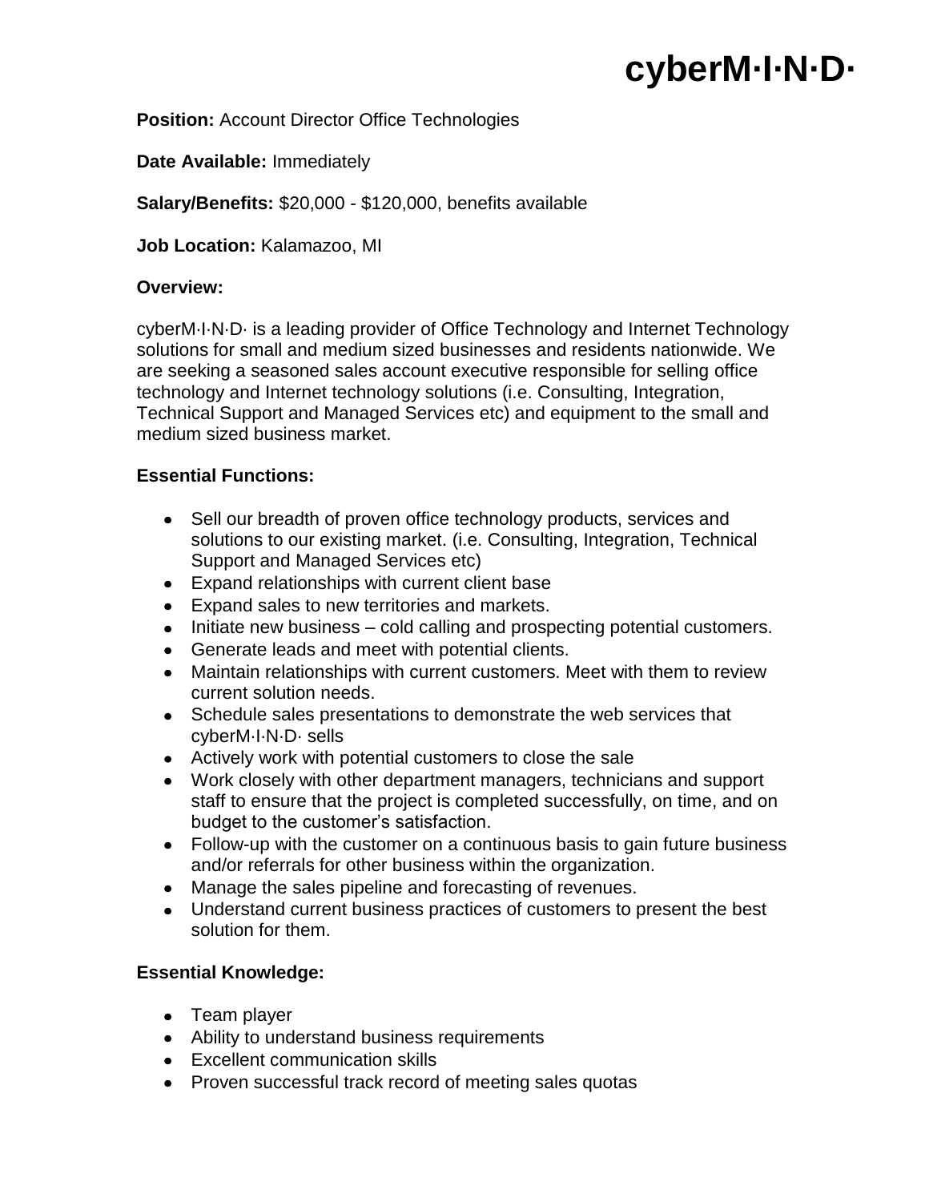# cyberM·I·N·D·

**Position:** Account Director Office Technologies

**Date Available:** Immediately

**Salary/Benefits:** $20,000 - $120,000, benefits available

**Job Location:** Kalamazoo, MI

**Overview:**

cyberM·I·N·D· is a leading provider of Office Technology and Internet Technology solutions for small and medium sized businesses and residents nationwide. We are seeking a seasoned sales account executive responsible for selling office technology and Internet technology solutions (i.e. Consulting, Integration, Technical Support and Managed Services etc) and equipment to the small and medium sized business market.

**Essential Functions:**

- Sell our breadth of proven office technology products, services and solutions to our existing market. (i.e. Consulting, Integration, Technical Support and Managed Services etc)
- Expand relationships with current client base
- Expand sales to new territories and markets.
- Initiate new business – cold calling and prospecting potential customers.
- Generate leads and meet with potential clients.
- Maintain relationships with current customers. Meet with them to review current solution needs.
- Schedule sales presentations to demonstrate the web services that cyberM·I·N·D· sells
- Actively work with potential customers to close the sale
- Work closely with other department managers, technicians and support staff to ensure that the project is completed successfully, on time, and on budget to the customer's satisfaction.
- Follow-up with the customer on a continuous basis to gain future business and/or referrals for other business within the organization.
- Manage the sales pipeline and forecasting of revenues.
- Understand current business practices of customers to present the best solution for them.

**Essential Knowledge:**

- Team player
- Ability to understand business requirements
- Excellent communication skills
- Proven successful track record of meeting sales quotas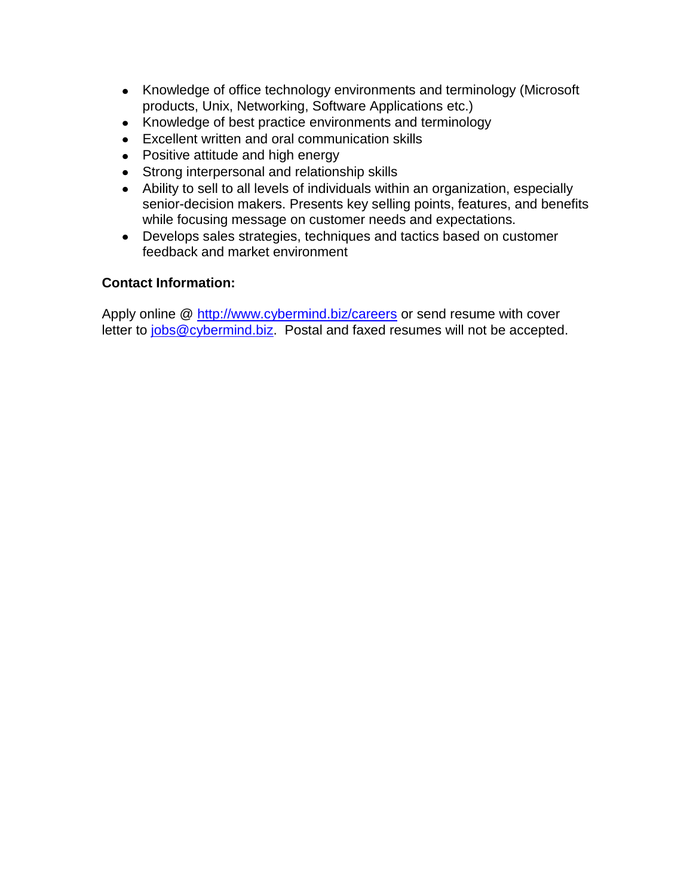- Knowledge of office technology environments and terminology (Microsoft products, Unix, Networking, Software Applications etc.)
- Knowledge of best practice environments and terminology
- Excellent written and oral communication skills
- Positive attitude and high energy
- Strong interpersonal and relationship skills
- Ability to sell to all levels of individuals within an organization, especially senior-decision makers. Presents key selling points, features, and benefits while focusing message on customer needs and expectations.
- Develops sales strategies, techniques and tactics based on customer feedback and market environment

**Contact Information:**

Apply online @ http://www.cybermind.biz/careers or send resume with cover letter to jobs@cybermind.biz. Postal and faxed resumes will not be accepted.